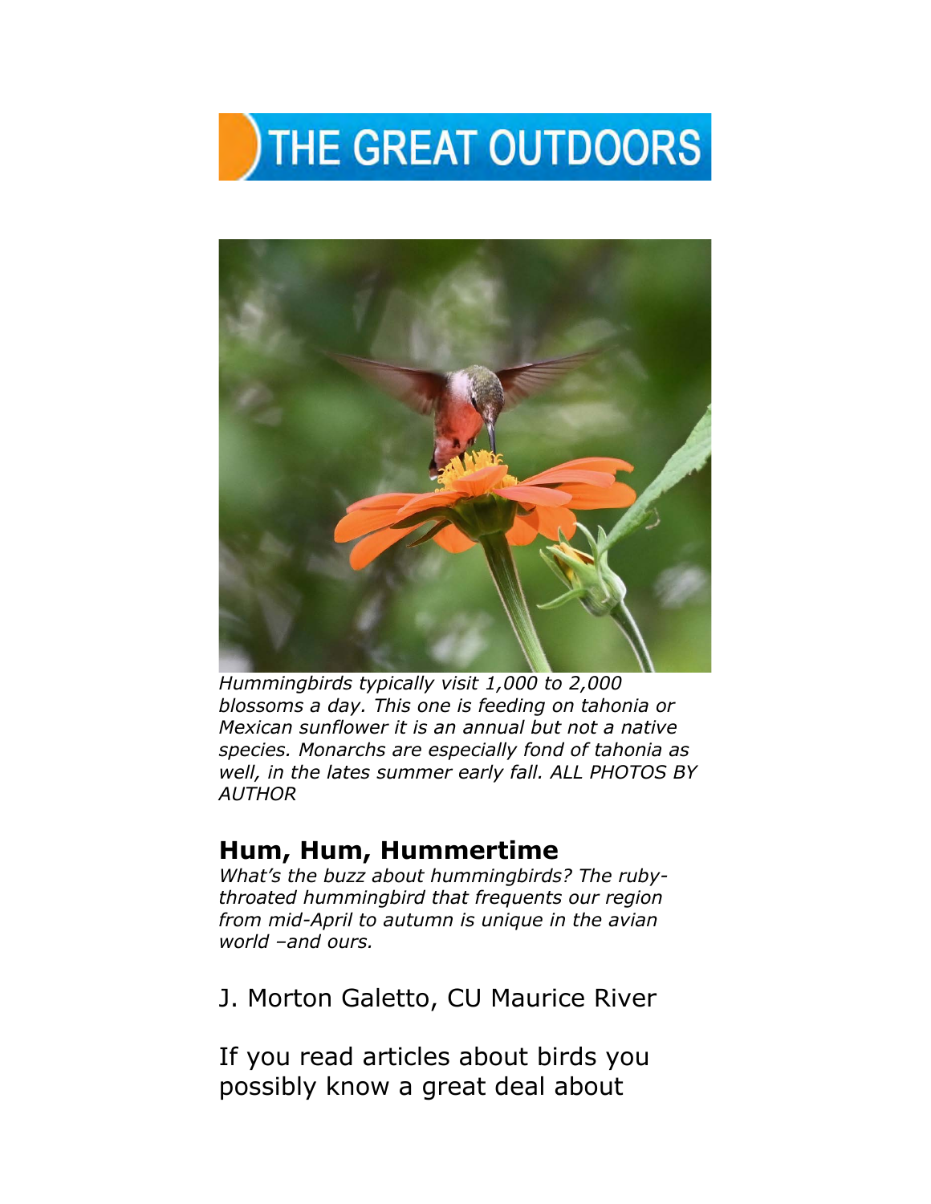# THE GREAT OUTDOORS

*Hummingbirds typically visit 1,000 to 2,000 blossoms a day. This one is feeding on tahonia or Mexican sunflower it is an annual but not a native species. Monarchs are especially fond of tahonia as well, in the lates summer early fall. ALL PHOTOS BY AUTHOR*

## Hum, Hum, Hummertime

*What's the buzz about hummingbirds? The ruby-throated hummingbird that frequents our region from mid-April to autumn is unique in the avian world –and ours.*

J. Morton Galetto, CU Maurice River

If you read articles about birds you possibly know a great deal about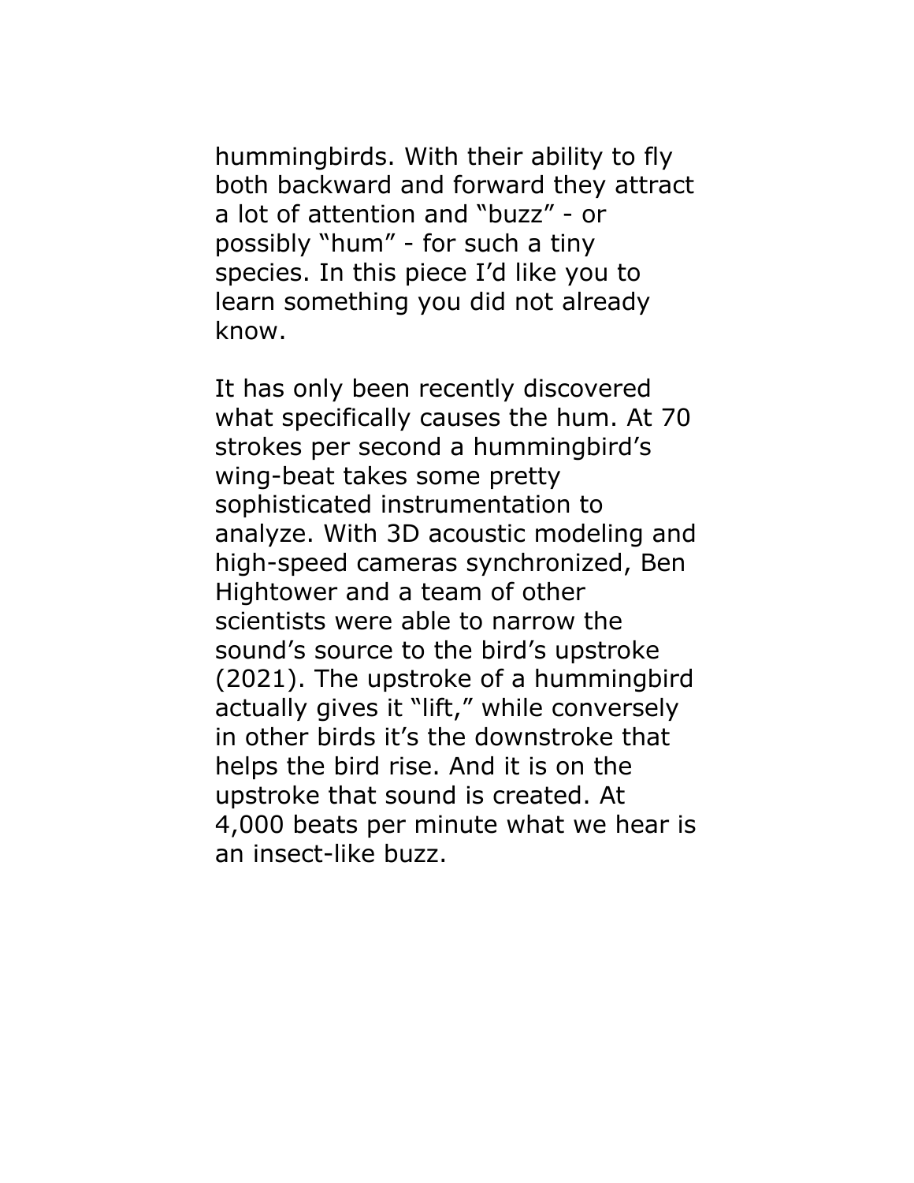hummingbirds. With their ability to fly both backward and forward they attract a lot of attention and "buzz" - or possibly "hum" - for such a tiny species. In this piece I'd like you to learn something you did not already know.

It has only been recently discovered what specifically causes the hum. At 70 strokes per second a hummingbird's wing-beat takes some pretty sophisticated instrumentation to analyze. With 3D acoustic modeling and high-speed cameras synchronized, Ben Hightower and a team of other scientists were able to narrow the sound's source to the bird's upstroke (2021). The upstroke of a hummingbird actually gives it "lift," while conversely in other birds it's the downstroke that helps the bird rise. And it is on the upstroke that sound is created. At 4,000 beats per minute what we hear is an insect-like buzz.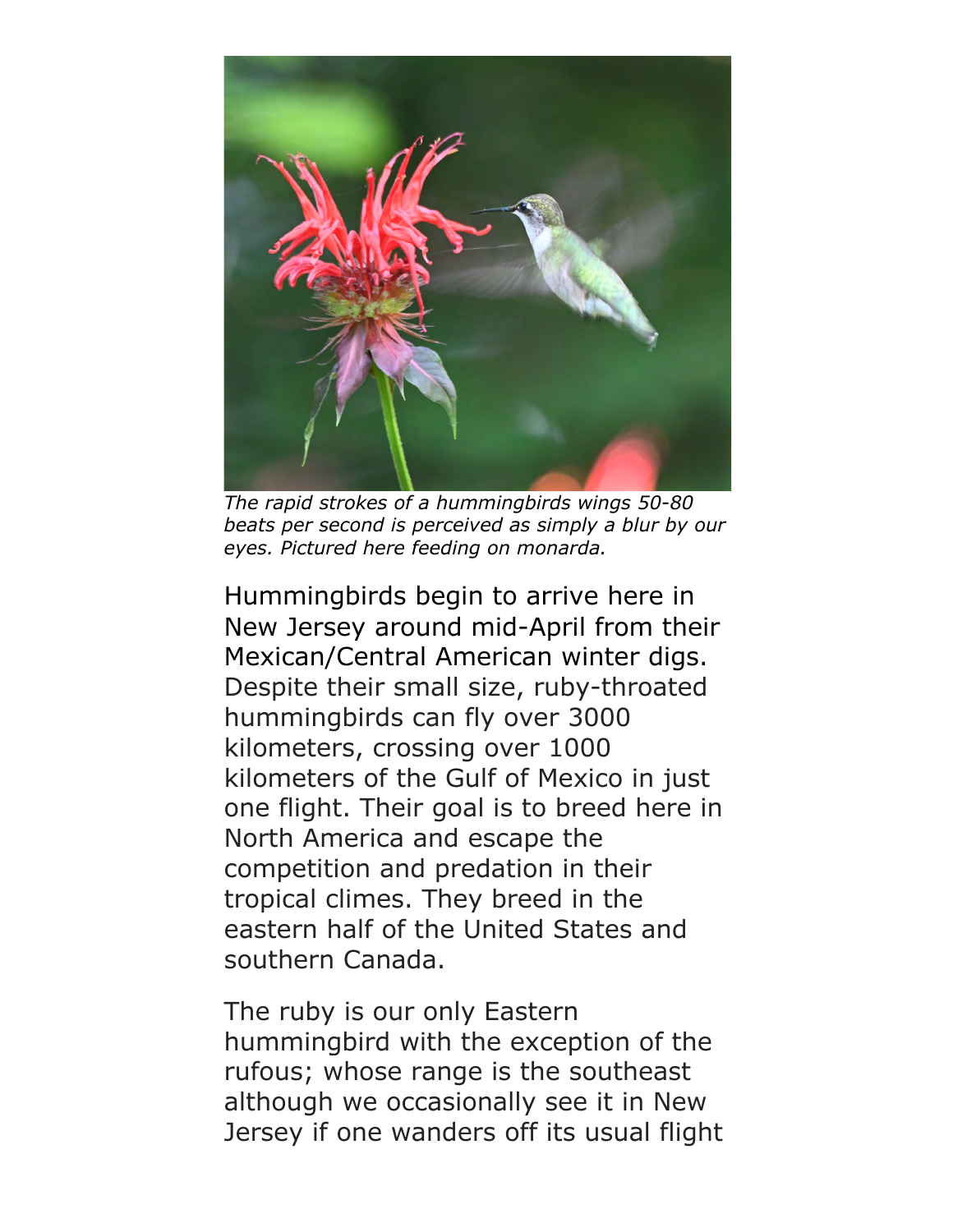*The rapid strokes of a hummingbirds wings 50-80 beats per second is perceived as simply a blur by our eyes. Pictured here feeding on monarda.*

Hummingbirds begin to arrive here in New Jersey around mid-April from their Mexican/Central American winter digs. Despite their small size, ruby-throated hummingbirds can fly over 3000 kilometers, crossing over 1000 kilometers of the Gulf of Mexico in just one flight. Their goal is to breed here in North America and escape the competition and predation in their tropical climes. They breed in the eastern half of the United States and southern Canada.

The ruby is our only Eastern hummingbird with the exception of the rufous; whose range is the southeast although we occasionally see it in New Jersey if one wanders off its usual flight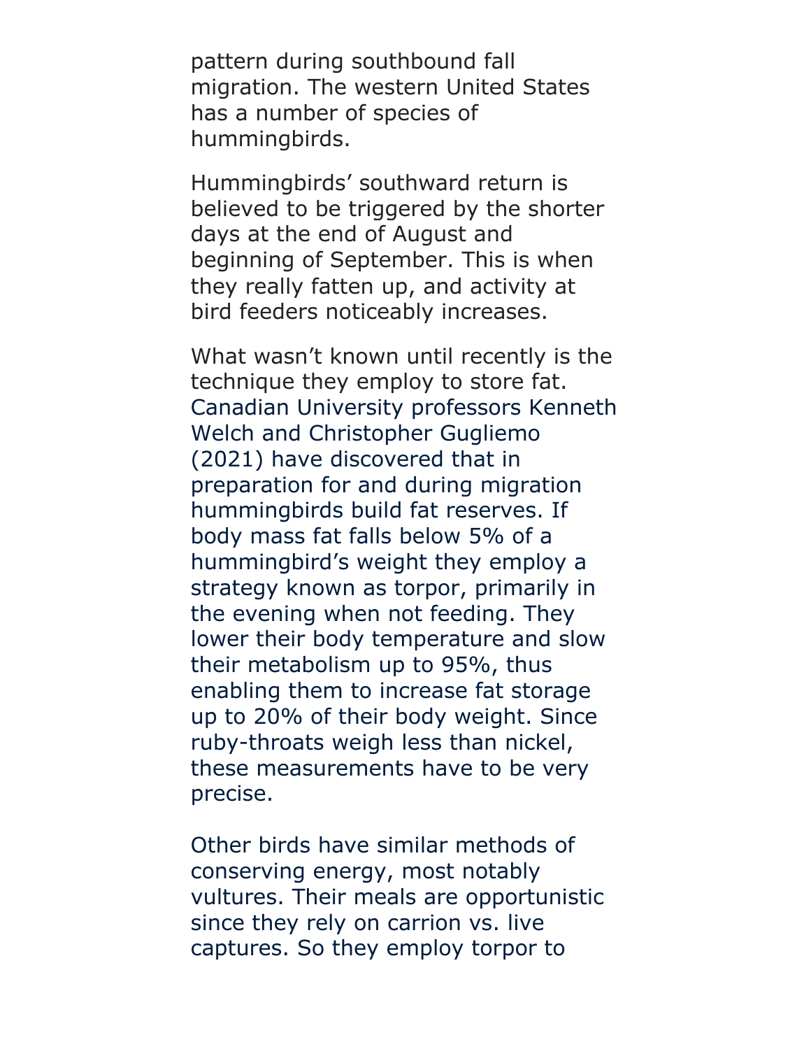pattern during southbound fall migration. The western United States has a number of species of hummingbirds.

Hummingbirds' southward return is believed to be triggered by the shorter days at the end of August and beginning of September. This is when they really fatten up, and activity at bird feeders noticeably increases.

What wasn't known until recently is the technique they employ to store fat. Canadian University professors Kenneth Welch and Christopher Gugliemo (2021) have discovered that in preparation for and during migration hummingbirds build fat reserves. If body mass fat falls below 5% of a hummingbird's weight they employ a strategy known as torpor, primarily in the evening when not feeding. They lower their body temperature and slow their metabolism up to 95%, thus enabling them to increase fat storage up to 20% of their body weight. Since ruby-throats weigh less than nickel, these measurements have to be very precise.

Other birds have similar methods of conserving energy, most notably vultures. Their meals are opportunistic since they rely on carrion vs. live captures. So they employ torpor to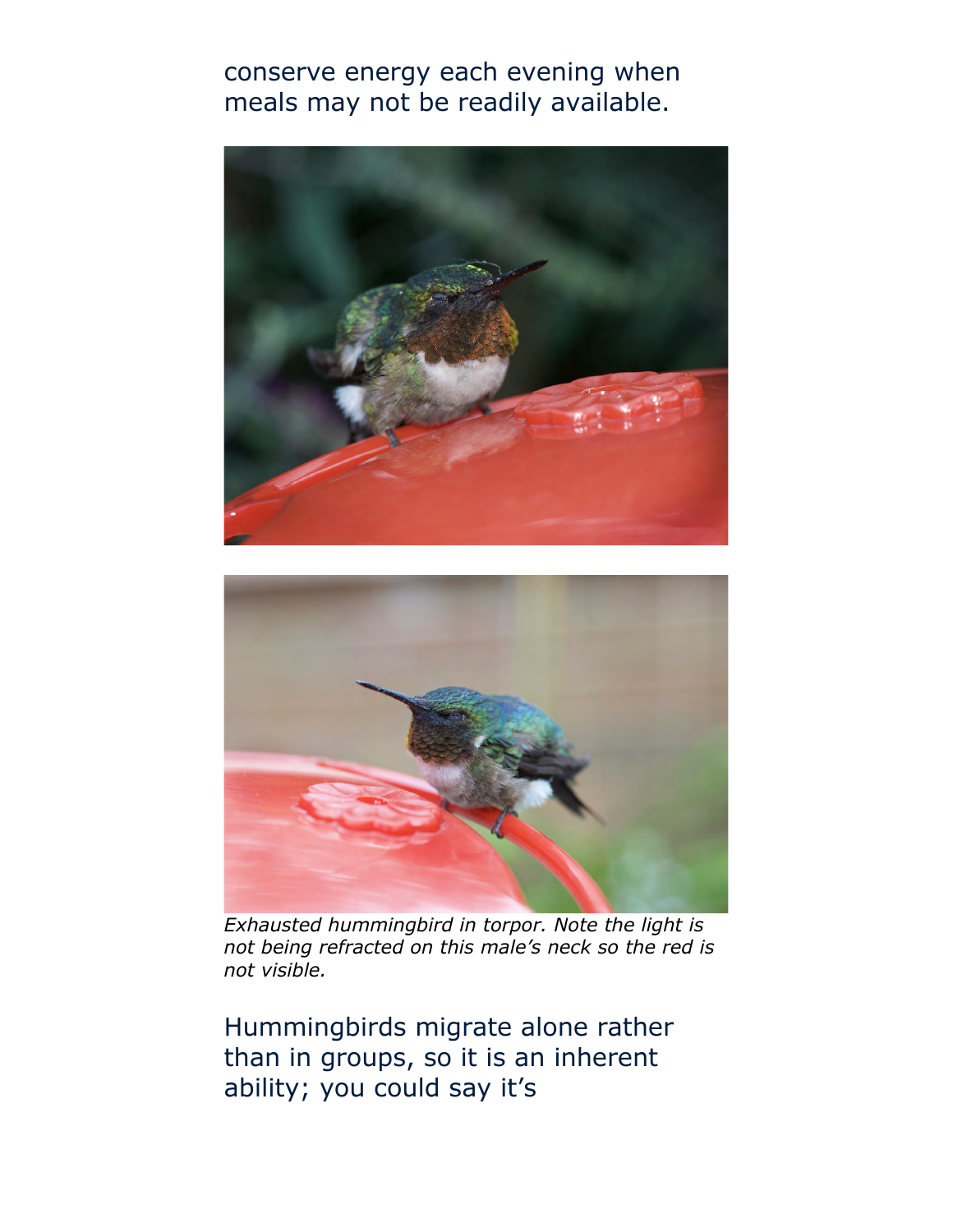conserve energy each evening when meals may not be readily available.

*Exhausted hummingbird in torpor. Note the light is not being refracted on this male's neck so the red is not visible.*

Hummingbirds migrate alone rather than in groups, so it is an inherent ability; you could say it's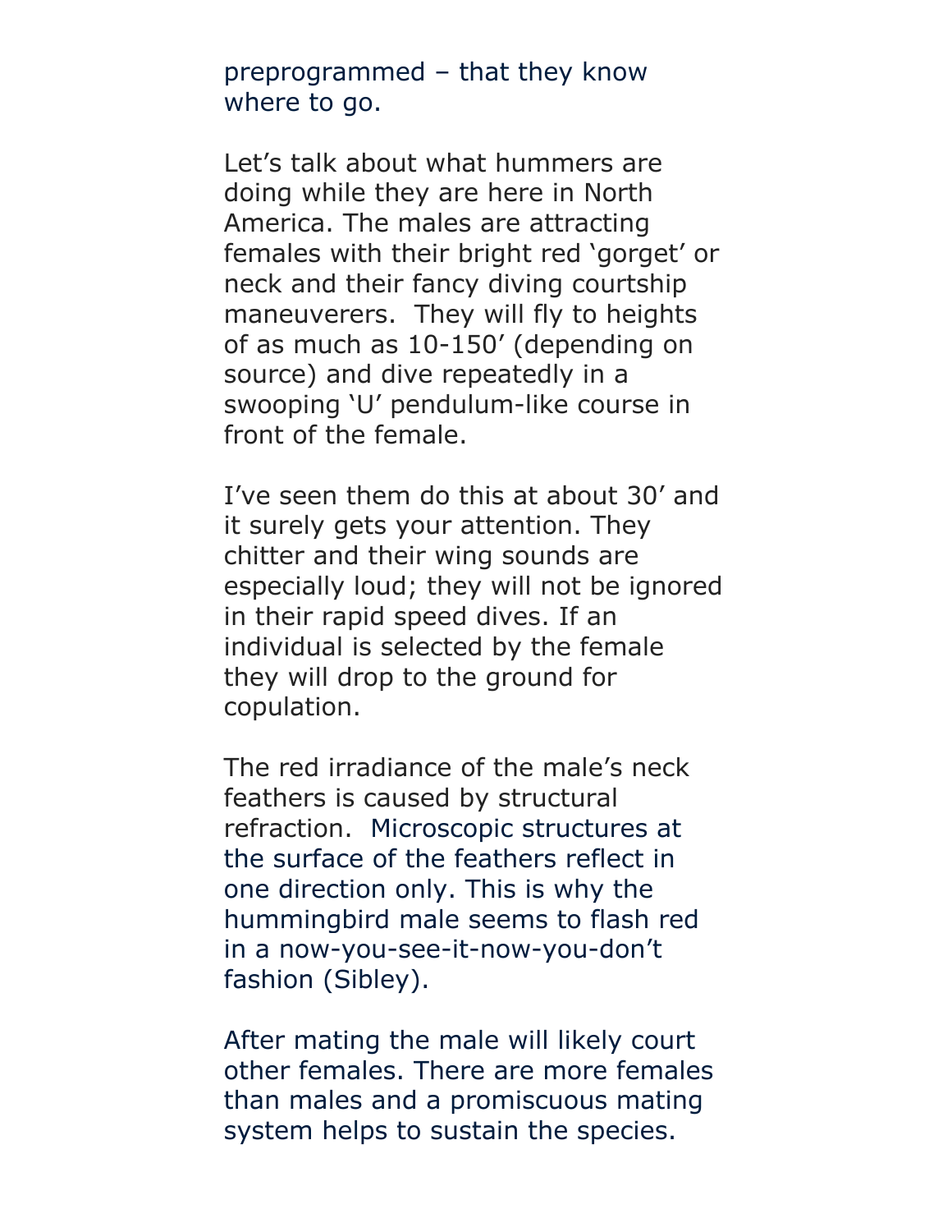preprogrammed – that they know where to go.

Let's talk about what hummers are doing while they are here in North America. The males are attracting females with their bright red 'gorget' or neck and their fancy diving courtship maneuverers. They will fly to heights of as much as 10-150' (depending on source) and dive repeatedly in a swooping 'U' pendulum-like course in front of the female.

I've seen them do this at about 30' and it surely gets your attention. They chitter and their wing sounds are especially loud; they will not be ignored in their rapid speed dives. If an individual is selected by the female they will drop to the ground for copulation.

The red irradiance of the male's neck feathers is caused by structural refraction. Microscopic structures at the surface of the feathers reflect in one direction only. This is why the hummingbird male seems to flash red in a now-you-see-it-now-you-don't fashion (Sibley).

After mating the male will likely court other females. There are more females than males and a promiscuous mating system helps to sustain the species.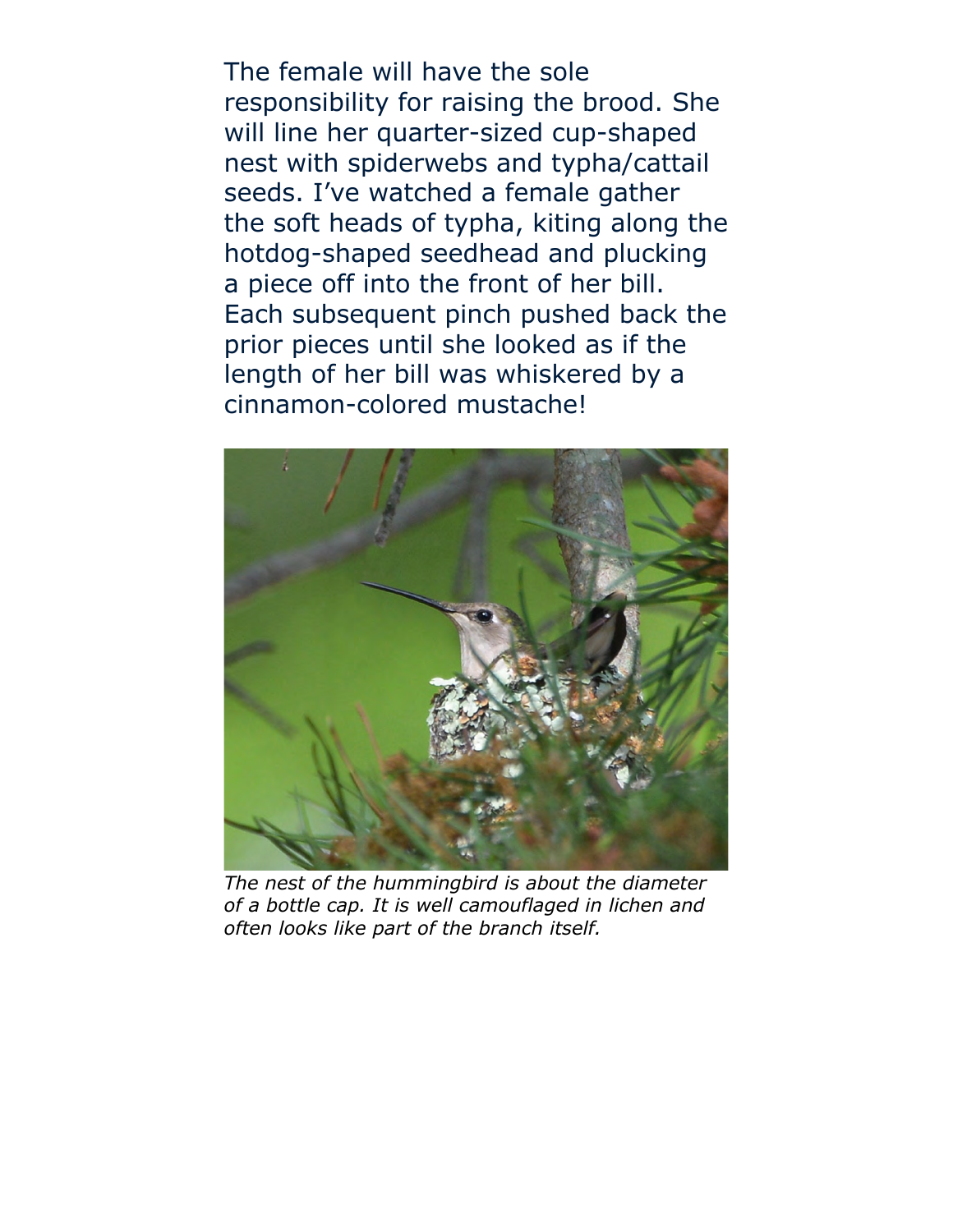The female will have the sole responsibility for raising the brood. She will line her quarter-sized cup-shaped nest with spiderwebs and typha/cattail seeds. I've watched a female gather the soft heads of typha, kiting along the hotdog-shaped seedhead and plucking a piece off into the front of her bill. Each subsequent pinch pushed back the prior pieces until she looked as if the length of her bill was whiskered by a cinnamon-colored mustache!

*The nest of the hummingbird is about the diameter of a bottle cap. It is well camouflaged in lichen and often looks like part of the branch itself.*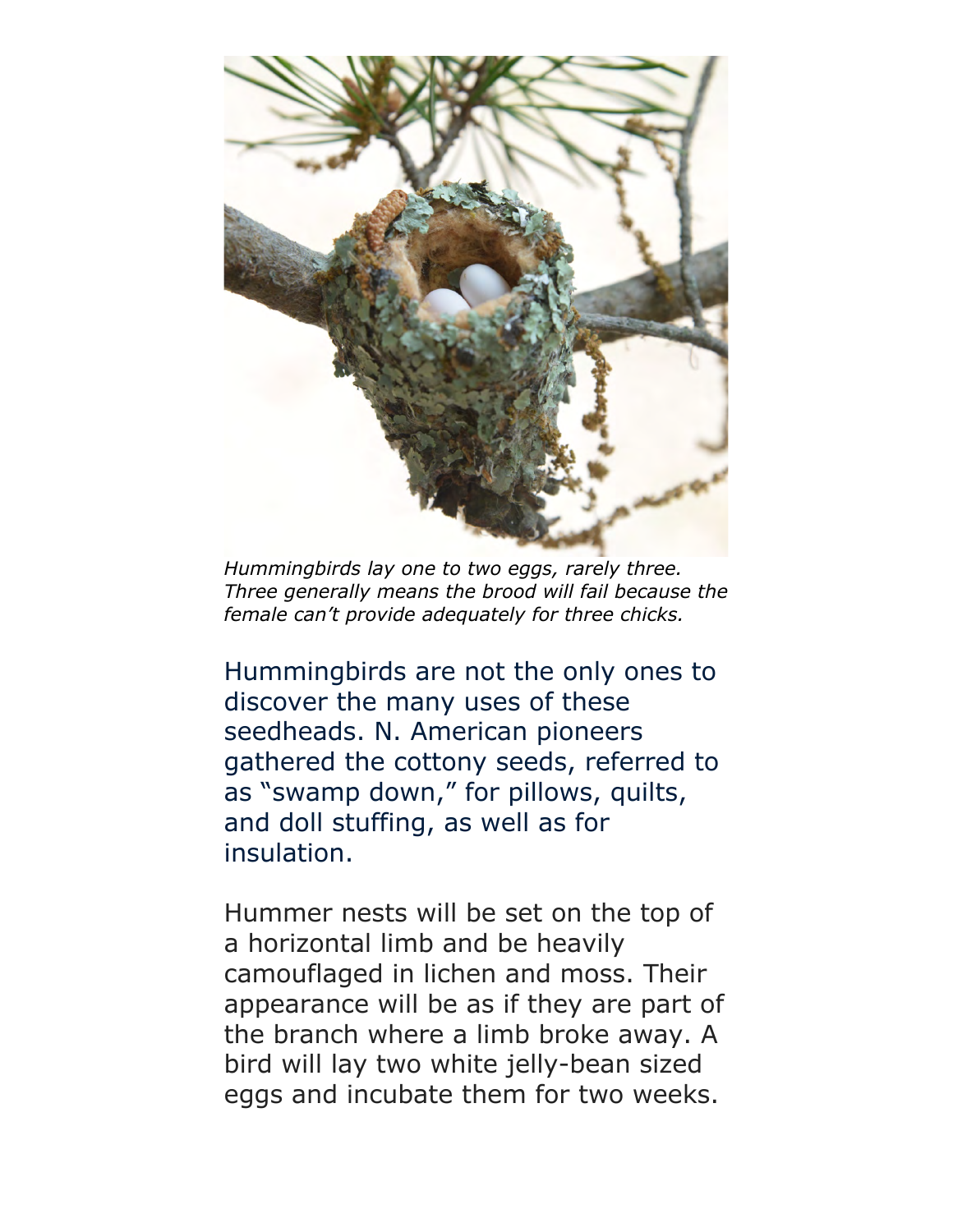*Hummingbirds lay one to two eggs, rarely three. Three generally means the brood will fail because the female can't provide adequately for three chicks.*

Hummingbirds are not the only ones to discover the many uses of these seedheads. N. American pioneers gathered the cottony seeds, referred to as "swamp down," for pillows, quilts, and doll stuffing, as well as for insulation.

Hummer nests will be set on the top of a horizontal limb and be heavily camouflaged in lichen and moss. Their appearance will be as if they are part of the branch where a limb broke away. A bird will lay two white jelly-bean sized eggs and incubate them for two weeks.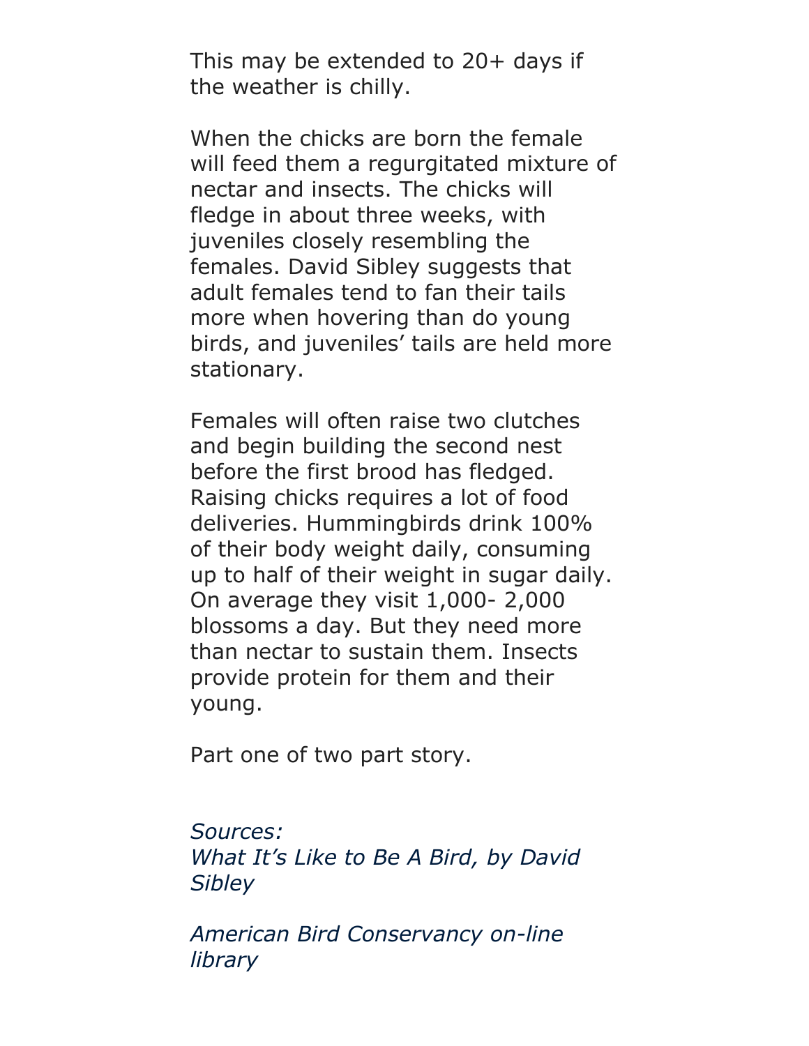This may be extended to 20+ days if the weather is chilly.

When the chicks are born the female will feed them a regurgitated mixture of nectar and insects. The chicks will fledge in about three weeks, with juveniles closely resembling the females. David Sibley suggests that adult females tend to fan their tails more when hovering than do young birds, and juveniles' tails are held more stationary.

Females will often raise two clutches and begin building the second nest before the first brood has fledged. Raising chicks requires a lot of food deliveries. Hummingbirds drink 100% of their body weight daily, consuming up to half of their weight in sugar daily. On average they visit 1,000- 2,000 blossoms a day. But they need more than nectar to sustain them. Insects provide protein for them and their young.

Part one of two part story.

*Sources:*
*What It's Like to Be A Bird, by David Sibley*

*American Bird Conservancy on-line library*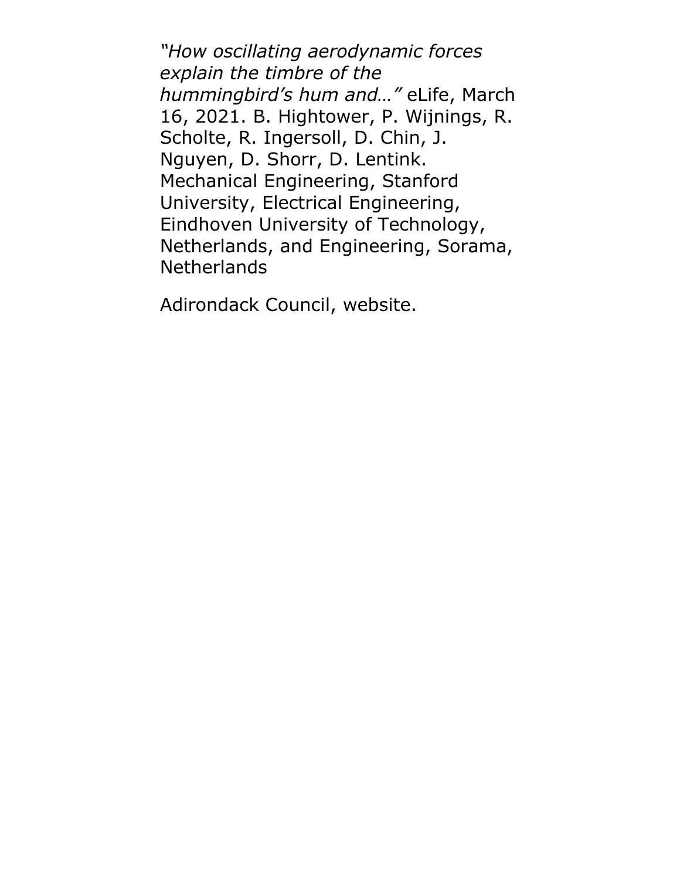*"How oscillating aerodynamic forces explain the timbre of the hummingbird's hum and…"* eLife, March 16, 2021. B. Hightower, P. Wijnings, R. Scholte, R. Ingersoll, D. Chin, J. Nguyen, D. Shorr, D. Lentink. Mechanical Engineering, Stanford University, Electrical Engineering, Eindhoven University of Technology, Netherlands, and Engineering, Sorama, Netherlands

Adirondack Council, website.